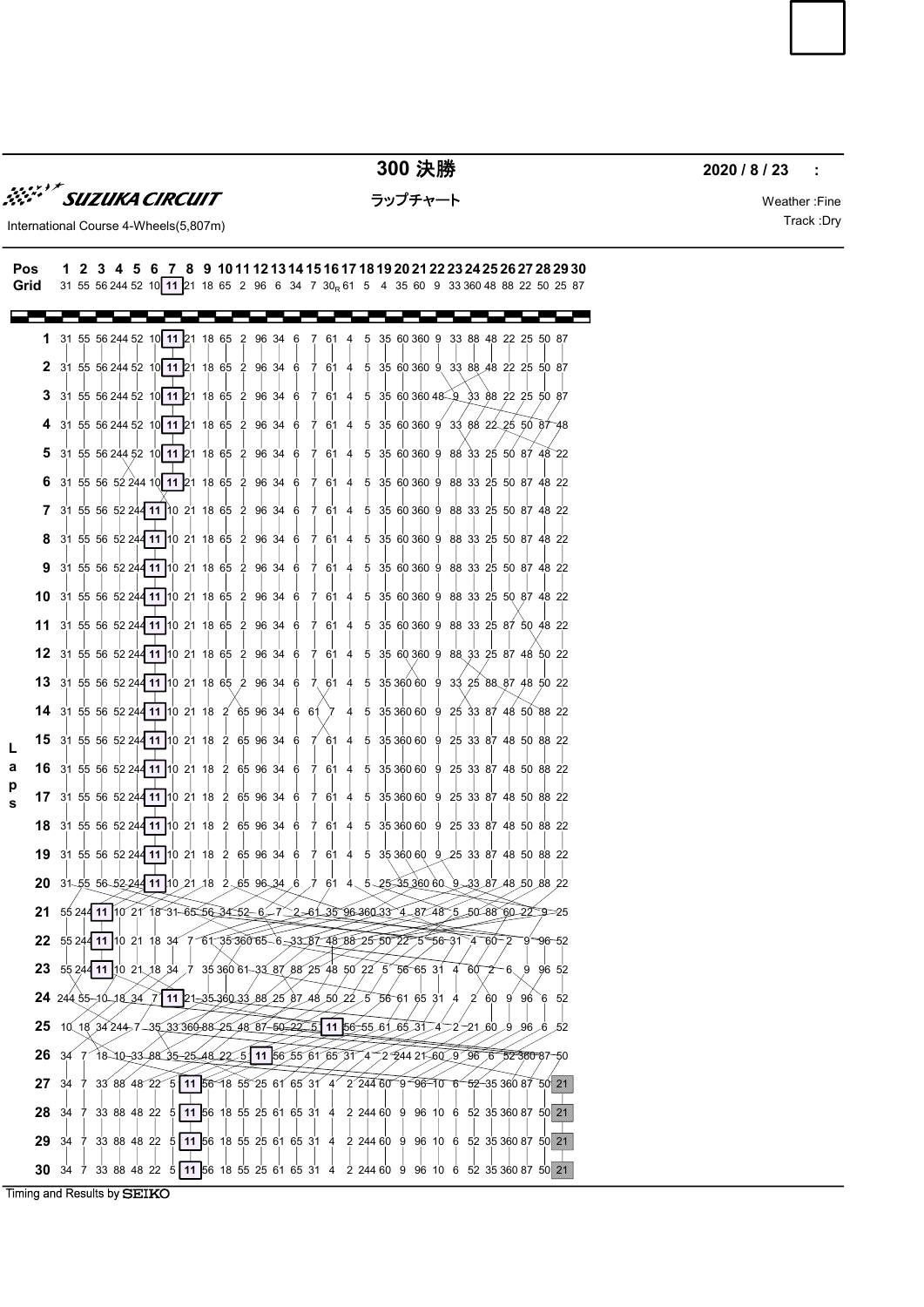# 300 決勝

**2020 / 8 / 23 :**

SUZUKA CIRCUIT

ラップチャート

International Course 4-Wheels(5,807m)

Weather :Fine
Track :Dry

| Pos | 1 | 2 | 3 | 4 | 5 | 6 | 7 | 8 | 9 | 10 | 11 | 12 | 13 | 14 | 15 | 16 | 17 | 18 | 19 | 20 | 21 | 22 | 23 | 24 | 25 | 26 | 27 | 28 | 29 | 30 |
|---|---|---|---|---|---|---|---|---|---|---|---|---|---|---|---|---|---|---|---|---|---|---|---|---|---|---|---|---|---|---|
| Grid | 31 | 55 | 56 | 244 | 52 | 10 | **11** | 21 | 18 | 65 | 2 | 96 | 6 | 34 | 7 | 30R | 61 | 5 | 4 | 35 | 60 | 9 | 33 | 360 | 48 | 88 | 22 | 50 | 25 | 87 |
| 1 | 31 | 55 | 56 | 244 | 52 | 10 | **11** | 21 | 18 | 65 | 2 | 96 | 34 | 6 | 7 | 61 | 4 | 5 | 35 | 60 | 360 | 9 | 33 | 88 | 48 | 22 | 25 | 50 | 87 | |
| 2 | 31 | 55 | 56 | 244 | 52 | 10 | **11** | 21 | 18 | 65 | 2 | 96 | 34 | 6 | 7 | 61 | 4 | 5 | 35 | 60 | 360 | 9 | 33 | 88 | 48 | 22 | 25 | 50 | 87 | |
| 3 | 31 | 55 | 56 | 244 | 52 | 10 | **11** | 21 | 18 | 65 | 2 | 96 | 34 | 6 | 7 | 61 | 4 | 5 | 35 | 60 | 360 | 48 | 9 | 33 | 88 | 22 | 25 | 50 | 87 | |
| 4 | 31 | 55 | 56 | 244 | 52 | 10 | **11** | 21 | 18 | 65 | 2 | 96 | 34 | 6 | 7 | 61 | 4 | 5 | 35 | 60 | 360 | 9 | 33 | 88 | 22 | 25 | 50 | 87 | 48 | |
| 5 | 31 | 55 | 56 | 244 | 52 | 10 | **11** | 21 | 18 | 65 | 2 | 96 | 34 | 6 | 7 | 61 | 4 | 5 | 35 | 60 | 360 | 9 | 88 | 33 | 25 | 50 | 87 | 48 | 22 | |
| 6 | 31 | 55 | 56 | 52 | 244 | 10 | **11** | 21 | 18 | 65 | 2 | 96 | 34 | 6 | 7 | 61 | 4 | 5 | 35 | 60 | 360 | 9 | 88 | 33 | 25 | 50 | 87 | 48 | 22 | |
| 7 | 31 | 55 | 56 | 52 | 244 | **11** | 10 | 21 | 18 | 65 | 2 | 96 | 34 | 6 | 7 | 61 | 4 | 5 | 35 | 60 | 360 | 9 | 88 | 33 | 25 | 50 | 87 | 48 | 22 | |
| 8 | 31 | 55 | 56 | 52 | 244 | **11** | 10 | 21 | 18 | 65 | 2 | 96 | 34 | 6 | 7 | 61 | 4 | 5 | 35 | 60 | 360 | 9 | 88 | 33 | 25 | 50 | 87 | 48 | 22 | |
| 9 | 31 | 55 | 56 | 52 | 244 | **11** | 10 | 21 | 18 | 65 | 2 | 96 | 34 | 6 | 7 | 61 | 4 | 5 | 35 | 60 | 360 | 9 | 88 | 33 | 25 | 50 | 87 | 48 | 22 | |
| 10 | 31 | 55 | 56 | 52 | 244 | **11** | 10 | 21 | 18 | 65 | 2 | 96 | 34 | 6 | 7 | 61 | 4 | 5 | 35 | 60 | 360 | 9 | 88 | 33 | 25 | 50 | 87 | 48 | 22 | |
| 11 | 31 | 55 | 56 | 52 | 244 | **11** | 10 | 21 | 18 | 65 | 2 | 96 | 34 | 6 | 7 | 61 | 4 | 5 | 35 | 60 | 360 | 9 | 88 | 33 | 25 | 87 | 50 | 48 | 22 | |
| 12 | 31 | 55 | 56 | 52 | 244 | **11** | 10 | 21 | 18 | 65 | 2 | 96 | 34 | 6 | 7 | 61 | 4 | 5 | 35 | 60 | 360 | 9 | 88 | 33 | 25 | 87 | 48 | 50 | 22 | |
| 13 | 31 | 55 | 56 | 52 | 244 | **11** | 10 | 21 | 18 | 65 | 2 | 96 | 34 | 6 | 7 | 61 | 4 | 5 | 35 | 360 | 60 | 9 | 33 | 25 | 88 | 87 | 48 | 50 | 22 | |
| 14 | 31 | 55 | 56 | 52 | 244 | **11** | 10 | 21 | 18 | 2 | 65 | 96 | 34 | 6 | 61 | 7 | 4 | 5 | 35 | 360 | 60 | 9 | 25 | 33 | 87 | 48 | 50 | 88 | 22 | |
| 15 | 31 | 55 | 56 | 52 | 244 | **11** | 10 | 21 | 18 | 2 | 65 | 96 | 34 | 6 | 7 | 61 | 4 | 5 | 35 | 360 | 60 | 9 | 25 | 33 | 87 | 48 | 50 | 88 | 22 | |
| 16 | 31 | 55 | 56 | 52 | 244 | **11** | 10 | 21 | 18 | 2 | 65 | 96 | 34 | 6 | 7 | 61 | 4 | 5 | 35 | 360 | 60 | 9 | 25 | 33 | 87 | 48 | 50 | 88 | 22 | |
| 17 | 31 | 55 | 56 | 52 | 244 | **11** | 10 | 21 | 18 | 2 | 65 | 96 | 34 | 6 | 7 | 61 | 4 | 5 | 35 | 360 | 60 | 9 | 25 | 33 | 87 | 48 | 50 | 88 | 22 | |
| 18 | 31 | 55 | 56 | 52 | 244 | **11** | 10 | 21 | 18 | 2 | 65 | 96 | 34 | 6 | 7 | 61 | 4 | 5 | 35 | 360 | 60 | 9 | 25 | 33 | 87 | 48 | 50 | 88 | 22 | |
| 19 | 31 | 55 | 56 | 52 | 244 | **11** | 10 | 21 | 18 | 2 | 65 | 96 | 34 | 6 | 7 | 61 | 4 | 5 | 35 | 360 | 60 | 9 | 25 | 33 | 87 | 48 | 50 | 88 | 22 | |
| 20 | 31 | 55 | 56 | 52 | 244 | **11** | 10 | 21 | 18 | 2 | 65 | 96 | 34 | 6 | 7 | 61 | 4 | 5 | 25 | 35 | 360 | 60 | 9 | 33 | 87 | 48 | 50 | 88 | 22 | |
| 21 | 55 | 244 | **11** | 10 | 21 | 18 | 31 | 65 | 56 | 34 | 52 | 6 | 7 | 2 | 61 | 35 | 96 | 360 | 33 | 4 | 87 | 48 | 5 | 50 | 88 | 60 | 22 | 9 | 25 | |
| 22 | 55 | 244 | **11** | 10 | 21 | 18 | 34 | 7 | 61 | 35 | 360 | 65 | 6 | 33 | 87 | 48 | 88 | 25 | 50 | 22 | 5 | 56 | 31 | 4 | 60 | 2 | 9 | 96 | 52 | |
| 23 | 55 | 244 | **11** | 10 | 21 | 18 | 34 | 7 | 35 | 360 | 61 | 33 | 87 | 88 | 25 | 48 | 50 | 22 | 5 | 56 | 65 | 31 | 4 | 60 | 2 | 6 | 9 | 96 | 52 | |
| 24 | 244 | 55 | 10 | 18 | 34 | 7 | **11** | 21 | 35 | 360 | 33 | 88 | 25 | 87 | 48 | 50 | 22 | 5 | 56 | 61 | 65 | 31 | 4 | 2 | 60 | 9 | 96 | 6 | 52 | |
| 25 | 10 | 18 | 34 | 244 | 7 | 35 | 33 | 360 | 88 | 25 | 48 | 87 | 50 | 22 | 5 | **11** | 56 | 55 | 61 | 65 | 31 | 4 | 2 | 21 | 60 | 9 | 96 | 6 | 52 | |
| 26 | 34 | 7 | 18 | 10 | 33 | 88 | 35 | 25 | 48 | 22 | 5 | **11** | 56 | 55 | 61 | 65 | 31 | 4 | 2 | 244 | 21 | 60 | 9 | 96 | 6 | 52 | 360 | 87 | 50 | |
| 27 | 34 | 7 | 33 | 88 | 48 | 22 | 5 | **11** | 56 | 18 | 55 | 25 | 61 | 65 | 31 | 4 | 2 | 244 | 60 | 9 | 96 | 10 | 6 | 52 | 35 | 360 | 87 | 50 | 21 | |
| 28 | 34 | 7 | 33 | 88 | 48 | 22 | 5 | **11** | 56 | 18 | 55 | 25 | 61 | 65 | 31 | 4 | 2 | 244 | 60 | 9 | 96 | 10 | 6 | 52 | 35 | 360 | 87 | 50 | 21 | |
| 29 | 34 | 7 | 33 | 88 | 48 | 22 | 5 | **11** | 56 | 18 | 55 | 25 | 61 | 65 | 31 | 4 | 2 | 244 | 60 | 9 | 96 | 10 | 6 | 52 | 35 | 360 | 87 | 50 | 21 | |
| 30 | 34 | 7 | 33 | 88 | 48 | 22 | 5 | **11** | 56 | 18 | 55 | 25 | 61 | 65 | 31 | 4 | 2 | 244 | 60 | 9 | 96 | 10 | 6 | 52 | 35 | 360 | 87 | 50 | 21 | |

Timing and Results by SEIKO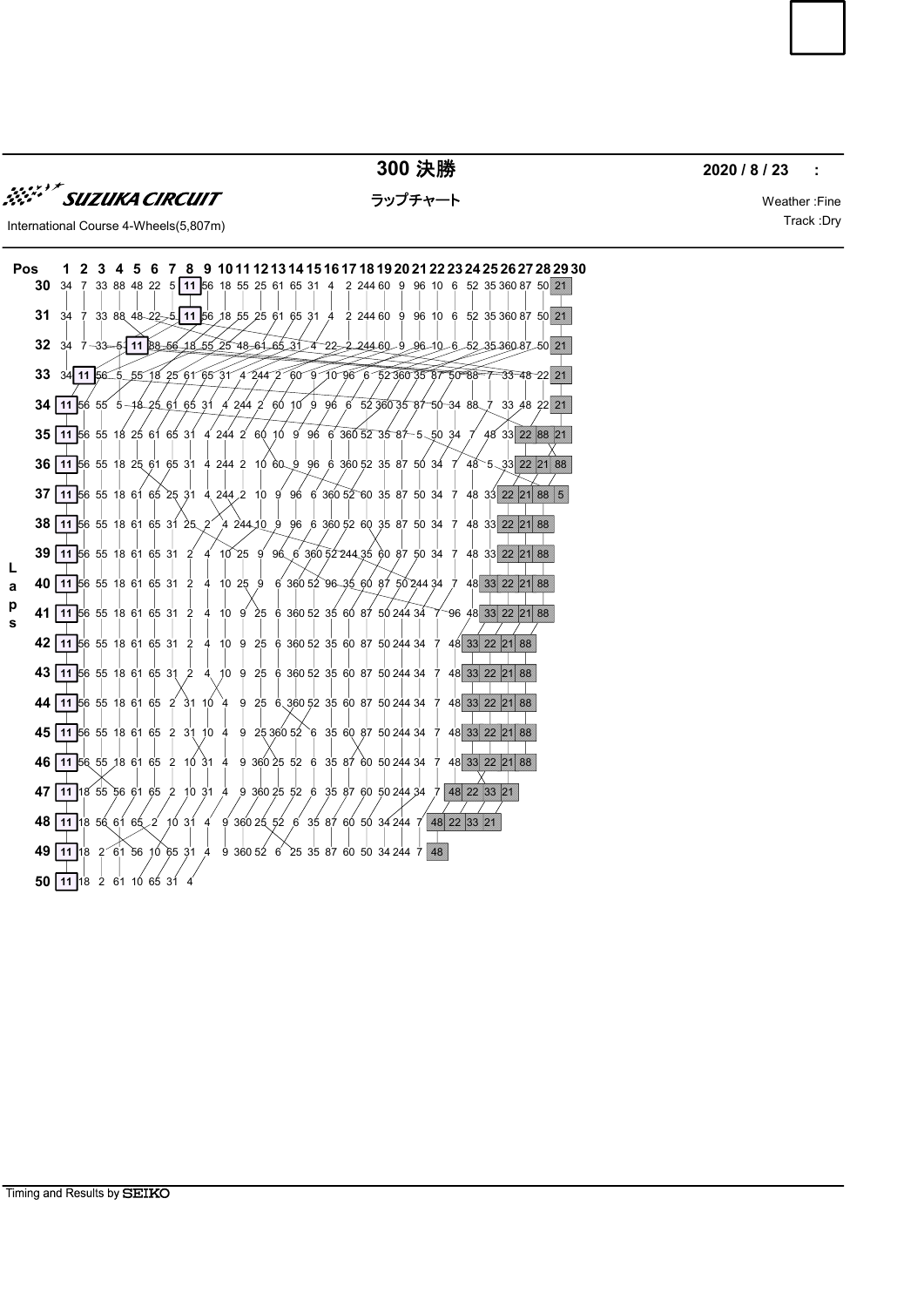# 300 決勝

**2020 / 8 / 23 :**

SUZUKA CIRCUIT

ラップチャート

International Course 4-Wheels(5,807m)

Weather :Fine

Track :Dry

Pos 1 2 3 4 5 6 7 8 9 10 11 12 13 14 15 16 17 18 19 20 21 22 23 24 25 26 27 28 29 30

Laps

30 34 7 33 88 48 22 5 11 56 18 55 25 61 65 31 4 2 244 60 9 96 10 6 52 35 360 87 50 21

31 34 7 33 88 48 22 5 11 56 18 55 25 61 65 31 4 2 244 60 9 96 10 6 52 35 360 87 50 21

32 34 7 33 5 11 88 56 18 55 25 48 61 65 31 4 22 2 244 60 9 96 10 6 52 35 360 87 50 21

33 34 11 56 5 55 18 25 61 65 31 4 244 2 60 9 10 96 6 52 360 35 87 50 88 7 33 48 22 21

34 11 56 55 5 18 25 61 65 31 4 244 2 60 10 9 96 6 52 360 35 87 50 34 88 7 33 48 22 21

35 11 56 55 18 25 61 65 31 4 244 2 60 10 9 96 6 360 52 35 87 5 50 34 7 48 33 22 88 21

36 11 56 55 18 25 61 65 31 4 244 2 10 60 9 96 6 360 52 35 87 50 34 7 48 5 33 22 21 88

37 11 56 55 18 61 65 25 31 4 244 2 10 9 96 6 360 52 60 35 87 50 34 7 48 33 22 21 88 5

38 11 56 55 18 61 65 31 25 2 4 244 10 9 96 6 360 52 60 35 87 50 34 7 48 33 22 21 88

39 11 56 55 18 61 65 31 2 4 10 25 9 96 6 360 52 244 35 60 87 50 34 7 48 33 22 21 88

40 11 56 55 18 61 65 31 2 4 10 25 9 6 360 52 96 35 60 87 50 244 34 7 48 33 22 21 88

41 11 56 55 18 61 65 31 2 4 10 9 25 6 360 52 35 60 87 50 244 34 7 96 48 33 22 21 88

42 11 56 55 18 61 65 31 2 4 10 9 25 6 360 52 35 60 87 50 244 34 7 48 33 22 21 88

43 11 56 55 18 61 65 31 2 4 10 9 25 6 360 52 35 60 87 50 244 34 7 48 33 22 21 88

44 11 56 55 18 61 65 2 31 10 4 9 25 6 360 52 35 60 87 50 244 34 7 48 33 22 21 88

45 11 56 55 18 61 65 2 31 10 4 9 25 360 52 6 35 60 87 50 244 34 7 48 33 22 21 88

46 11 56 55 18 61 65 2 10 31 4 9 360 25 52 6 35 87 60 50 244 34 7 48 33 22 21 88

47 11 18 55 56 61 65 2 10 31 4 9 360 25 52 6 35 87 60 50 244 34 7 48 22 33 21

48 11 18 56 61 65 2 10 31 4 9 360 25 52 6 35 87 60 50 34 244 7 48 22 33 21

49 11 18 2 61 56 10 65 31 4 9 360 52 6 25 35 87 60 50 34 244 7 48

50 11 18 2 61 10 65 31 4